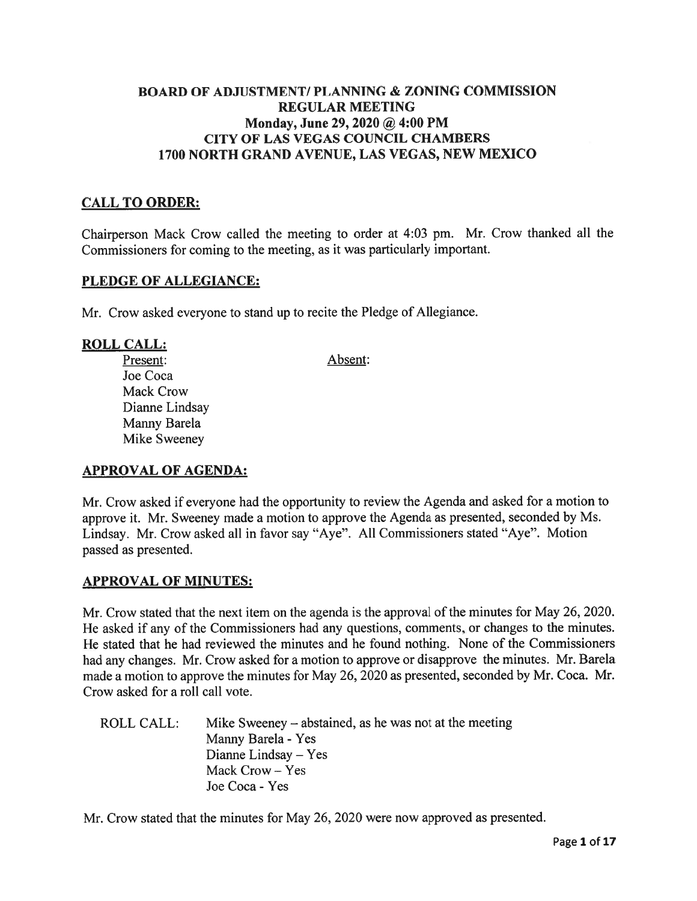# BOARD OF ADJUSTMENT/ PLANNING & ZONING COMMISSION
# REGULAR MEETING
# Monday, June 29, 2020 @ 4:00 PM
# CITY OF LAS VEGAS COUNCIL CHAMBERS
# 1700 NORTH GRAND AVENUE, LAS VEGAS, NEW MEXICO

## CALL TO ORDER:

Chairperson Mack Crow called the meeting to order at 4:03 pm. Mr. Crow thanked all the Commissioners for coming to the meeting, as it was particularly important.

## PLEDGE OF ALLEGIANCE:

Mr. Crow asked everyone to stand up to recite the Pledge of Allegiance.

## ROLL CALL:

| Present: | Absent: |
|---|---|
| Joe Coca | |
| Mack Crow | |
| Dianne Lindsay | |
| Manny Barela | |
| Mike Sweeney | |

## APPROVAL OF AGENDA:

Mr. Crow asked if everyone had the opportunity to review the Agenda and asked for a motion to approve it. Mr. Sweeney made a motion to approve the Agenda as presented, seconded by Ms. Lindsay. Mr. Crow asked all in favor say "Aye". All Commissioners stated "Aye". Motion passed as presented.

## APPROVAL OF MINUTES:

Mr. Crow stated that the next item on the agenda is the approval of the minutes for May 26, 2020. He asked if any of the Commissioners had any questions, comments, or changes to the minutes. He stated that he had reviewed the minutes and he found nothing. None of the Commissioners had any changes. Mr. Crow asked for a motion to approve or disapprove the minutes. Mr. Barela made a motion to approve the minutes for May 26, 2020 as presented, seconded by Mr. Coca. Mr. Crow asked for a roll call vote.

ROLL CALL:
- Mike Sweeney – abstained, as he was not at the meeting
- Manny Barela - Yes
- Dianne Lindsay – Yes
- Mack Crow – Yes
- Joe Coca - Yes

Mr. Crow stated that the minutes for May 26, 2020 were now approved as presented.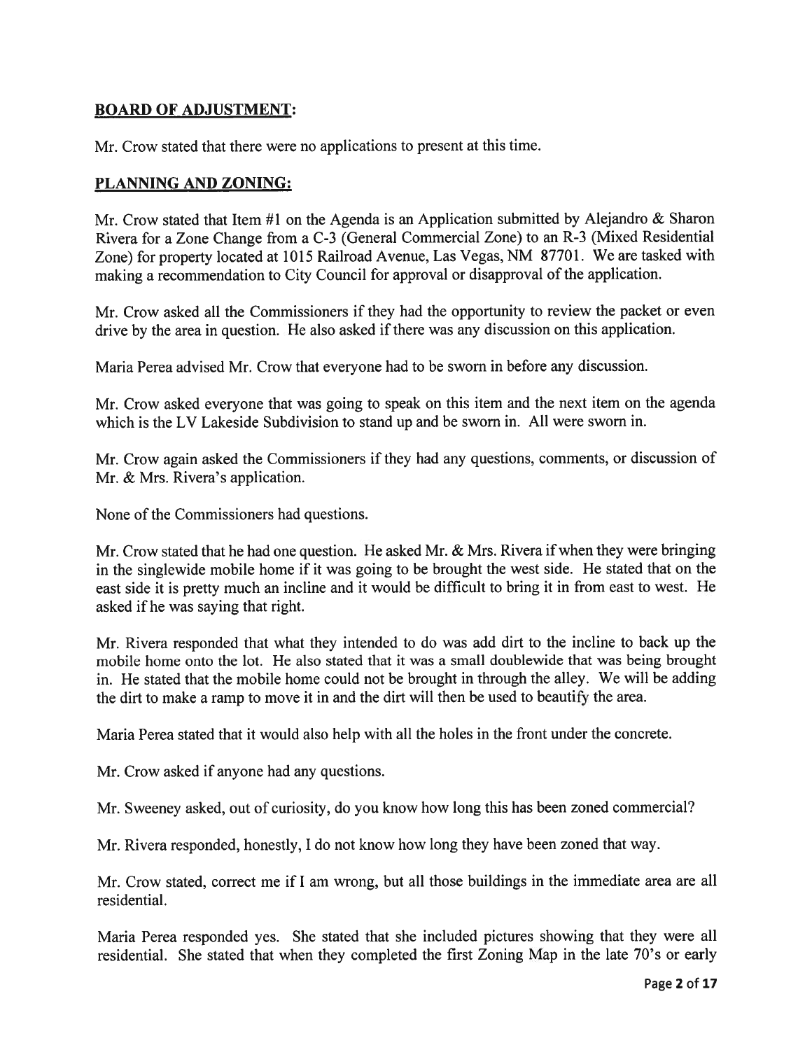## BOARD OF ADJUSTMENT:

Mr. Crow stated that there were no applications to present at this time.

## PLANNING AND ZONING:

Mr. Crow stated that Item #1 on the Agenda is an Application submitted by Alejandro & Sharon Rivera for a Zone Change from a C-3 (General Commercial Zone) to an R-3 (Mixed Residential Zone) for property located at 1015 Railroad Avenue, Las Vegas, NM 87701. We are tasked with making a recommendation to City Council for approval or disapproval of the application.

Mr. Crow asked all the Commissioners if they had the opportunity to review the packet or even drive by the area in question. He also asked if there was any discussion on this application.

Maria Perea advised Mr. Crow that everyone had to be sworn in before any discussion.

Mr. Crow asked everyone that was going to speak on this item and the next item on the agenda which is the LV Lakeside Subdivision to stand up and be sworn in. All were sworn in.

Mr. Crow again asked the Commissioners if they had any questions, comments, or discussion of Mr. & Mrs. Rivera's application.

None of the Commissioners had questions.

Mr. Crow stated that he had one question. He asked Mr. & Mrs. Rivera if when they were bringing in the singlewide mobile home if it was going to be brought the west side. He stated that on the east side it is pretty much an incline and it would be difficult to bring it in from east to west. He asked if he was saying that right.

Mr. Rivera responded that what they intended to do was add dirt to the incline to back up the mobile home onto the lot. He also stated that it was a small doublewide that was being brought in. He stated that the mobile home could not be brought in through the alley. We will be adding the dirt to make a ramp to move it in and the dirt will then be used to beautify the area.

Maria Perea stated that it would also help with all the holes in the front under the concrete.

Mr. Crow asked if anyone had any questions.

Mr. Sweeney asked, out of curiosity, do you know how long this has been zoned commercial?

Mr. Rivera responded, honestly, I do not know how long they have been zoned that way.

Mr. Crow stated, correct me if I am wrong, but all those buildings in the immediate area are all residential.

Maria Perea responded yes. She stated that she included pictures showing that they were all residential. She stated that when they completed the first Zoning Map in the late 70's or early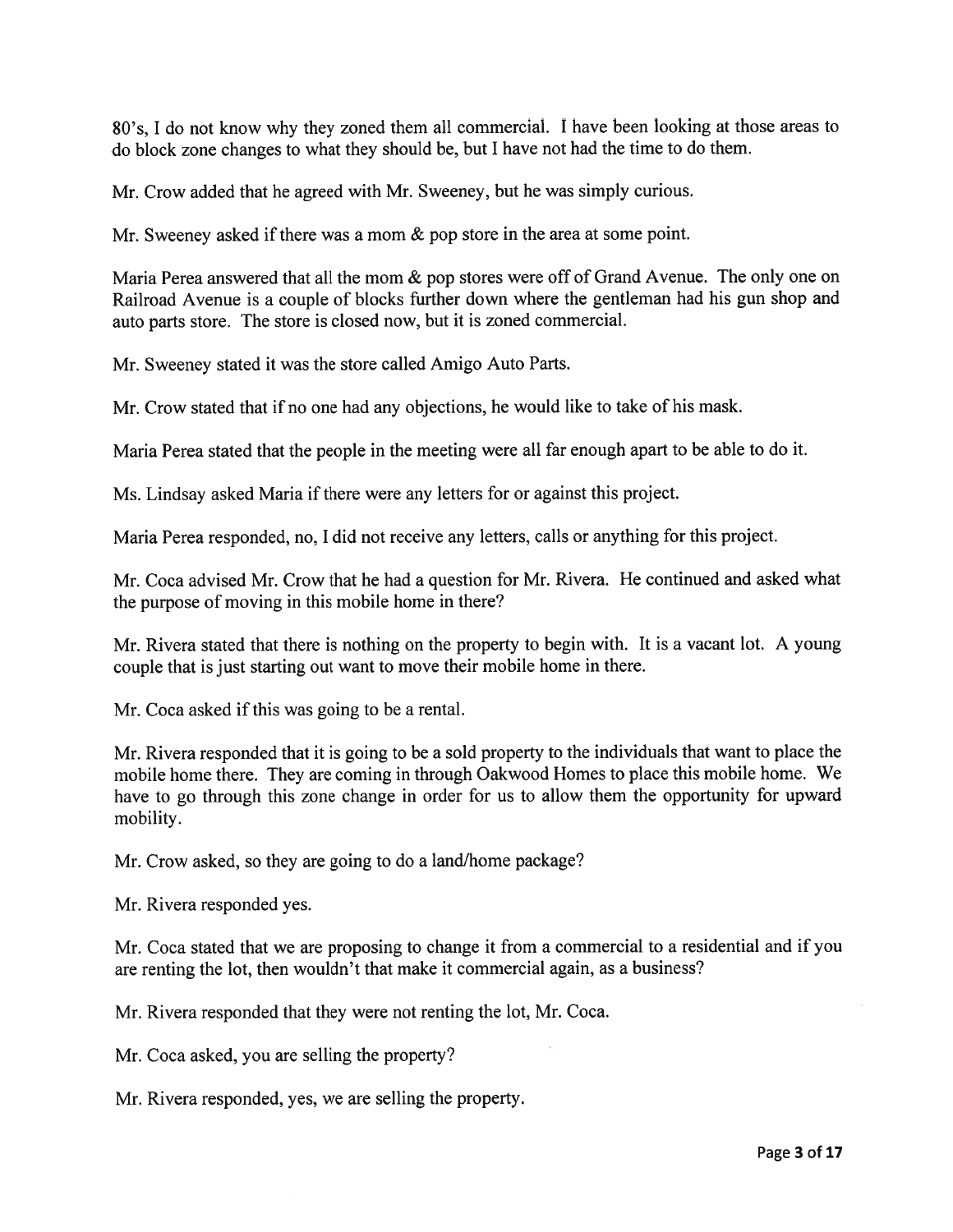80's, I do not know why they zoned them all commercial. I have been looking at those areas to do block zone changes to what they should be, but I have not had the time to do them.

Mr. Crow added that he agreed with Mr. Sweeney, but he was simply curious.

Mr. Sweeney asked if there was a mom & pop store in the area at some point.

Maria Perea answered that all the mom & pop stores were off of Grand Avenue. The only one on Railroad Avenue is a couple of blocks further down where the gentleman had his gun shop and auto parts store. The store is closed now, but it is zoned commercial.

Mr. Sweeney stated it was the store called Amigo Auto Parts.

Mr. Crow stated that if no one had any objections, he would like to take of his mask.

Maria Perea stated that the people in the meeting were all far enough apart to be able to do it.

Ms. Lindsay asked Maria if there were any letters for or against this project.

Maria Perea responded, no, I did not receive any letters, calls or anything for this project.

Mr. Coca advised Mr. Crow that he had a question for Mr. Rivera. He continued and asked what the purpose of moving in this mobile home in there?

Mr. Rivera stated that there is nothing on the property to begin with. It is a vacant lot. A young couple that is just starting out want to move their mobile home in there.

Mr. Coca asked if this was going to be a rental.

Mr. Rivera responded that it is going to be a sold property to the individuals that want to place the mobile home there. They are coming in through Oakwood Homes to place this mobile home. We have to go through this zone change in order for us to allow them the opportunity for upward mobility.

Mr. Crow asked, so they are going to do a land/home package?

Mr. Rivera responded yes.

Mr. Coca stated that we are proposing to change it from a commercial to a residential and if you are renting the lot, then wouldn't that make it commercial again, as a business?

Mr. Rivera responded that they were not renting the lot, Mr. Coca.

Mr. Coca asked, you are selling the property?

Mr. Rivera responded, yes, we are selling the property.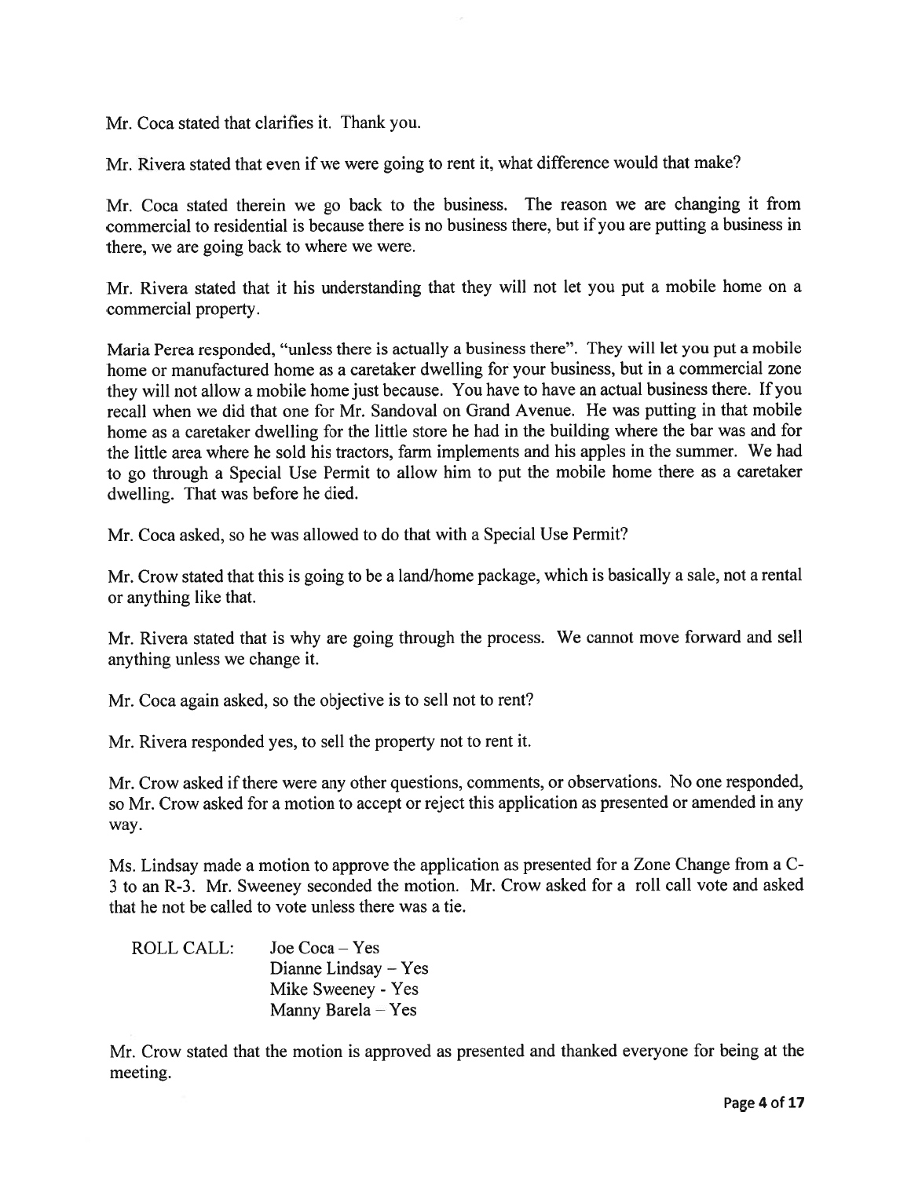Mr. Coca stated that clarifies it. Thank you.

Mr. Rivera stated that even if we were going to rent it, what difference would that make?

Mr. Coca stated therein we go back to the business. The reason we are changing it from commercial to residential is because there is no business there, but if you are putting a business in there, we are going back to where we were.

Mr. Rivera stated that it his understanding that they will not let you put a mobile home on a commercial property.

Maria Perea responded, "unless there is actually a business there". They will let you put a mobile home or manufactured home as a caretaker dwelling for your business, but in a commercial zone they will not allow a mobile home just because. You have to have an actual business there. If you recall when we did that one for Mr. Sandoval on Grand Avenue. He was putting in that mobile home as a caretaker dwelling for the little store he had in the building where the bar was and for the little area where he sold his tractors, farm implements and his apples in the summer. We had to go through a Special Use Permit to allow him to put the mobile home there as a caretaker dwelling. That was before he died.

Mr. Coca asked, so he was allowed to do that with a Special Use Permit?

Mr. Crow stated that this is going to be a land/home package, which is basically a sale, not a rental or anything like that.

Mr. Rivera stated that is why are going through the process. We cannot move forward and sell anything unless we change it.

Mr. Coca again asked, so the objective is to sell not to rent?

Mr. Rivera responded yes, to sell the property not to rent it.

Mr. Crow asked if there were any other questions, comments, or observations. No one responded, so Mr. Crow asked for a motion to accept or reject this application as presented or amended in any way.

Ms. Lindsay made a motion to approve the application as presented for a Zone Change from a C-3 to an R-3. Mr. Sweeney seconded the motion. Mr. Crow asked for a roll call vote and asked that he not be called to vote unless there was a tie.

ROLL CALL: Joe Coca – Yes
Dianne Lindsay – Yes
Mike Sweeney - Yes
Manny Barela – Yes

Mr. Crow stated that the motion is approved as presented and thanked everyone for being at the meeting.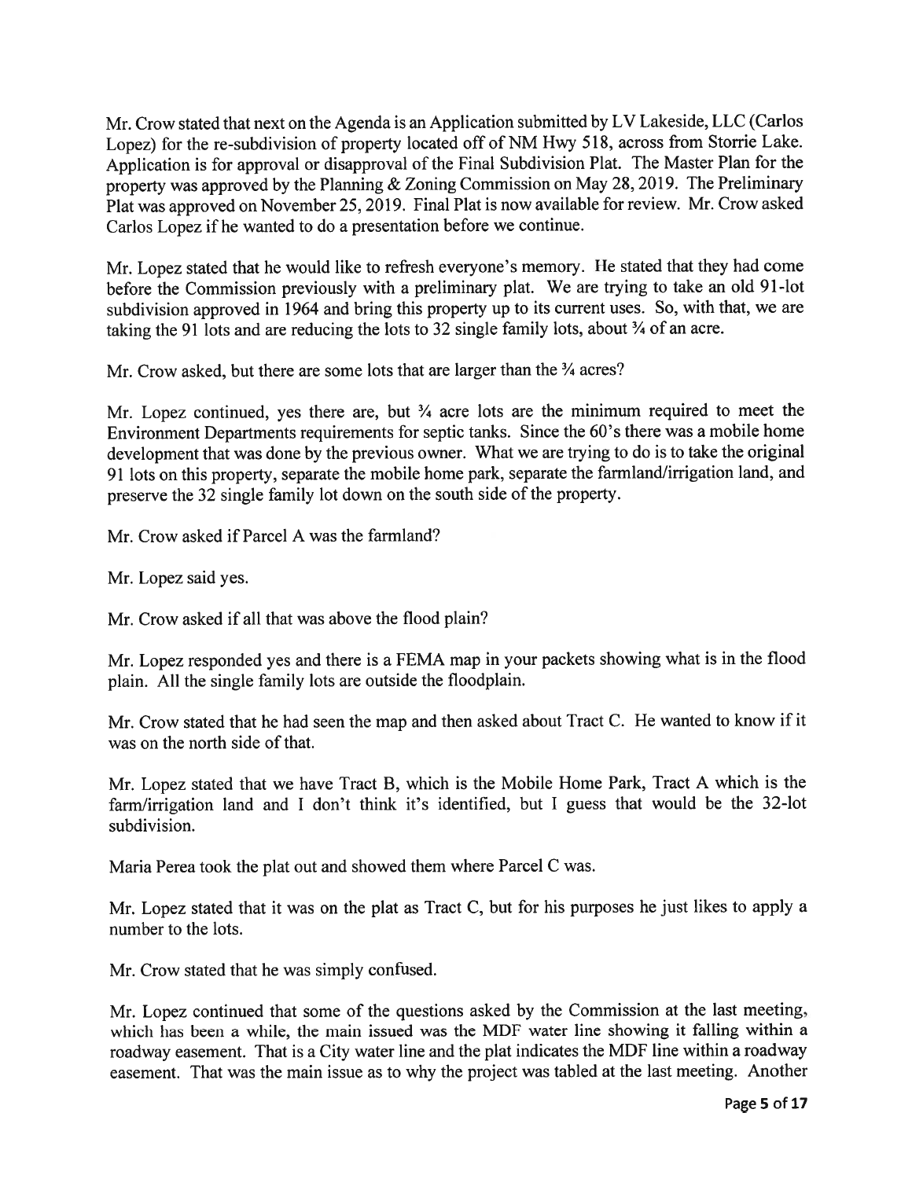Mr. Crow stated that next on the Agenda is an Application submitted by LV Lakeside, LLC (Carlos Lopez) for the re-subdivision of property located off of NM Hwy 518, across from Storrie Lake. Application is for approval or disapproval of the Final Subdivision Plat. The Master Plan for the property was approved by the Planning & Zoning Commission on May 28, 2019. The Preliminary Plat was approved on November 25, 2019. Final Plat is now available for review. Mr. Crow asked Carlos Lopez if he wanted to do a presentation before we continue.

Mr. Lopez stated that he would like to refresh everyone's memory. He stated that they had come before the Commission previously with a preliminary plat. We are trying to take an old 91-lot subdivision approved in 1964 and bring this property up to its current uses. So, with that, we are taking the 91 lots and are reducing the lots to 32 single family lots, about ¾ of an acre.

Mr. Crow asked, but there are some lots that are larger than the ¾ acres?

Mr. Lopez continued, yes there are, but ¾ acre lots are the minimum required to meet the Environment Departments requirements for septic tanks. Since the 60's there was a mobile home development that was done by the previous owner. What we are trying to do is to take the original 91 lots on this property, separate the mobile home park, separate the farmland/irrigation land, and preserve the 32 single family lot down on the south side of the property.

Mr. Crow asked if Parcel A was the farmland?

Mr. Lopez said yes.

Mr. Crow asked if all that was above the flood plain?

Mr. Lopez responded yes and there is a FEMA map in your packets showing what is in the flood plain. All the single family lots are outside the floodplain.

Mr. Crow stated that he had seen the map and then asked about Tract C. He wanted to know if it was on the north side of that.

Mr. Lopez stated that we have Tract B, which is the Mobile Home Park, Tract A which is the farm/irrigation land and I don't think it's identified, but I guess that would be the 32-lot subdivision.

Maria Perea took the plat out and showed them where Parcel C was.

Mr. Lopez stated that it was on the plat as Tract C, but for his purposes he just likes to apply a number to the lots.

Mr. Crow stated that he was simply confused.

Mr. Lopez continued that some of the questions asked by the Commission at the last meeting, which has been a while, the main issued was the MDF water line showing it falling within a roadway easement. That is a City water line and the plat indicates the MDF line within a roadway easement. That was the main issue as to why the project was tabled at the last meeting. Another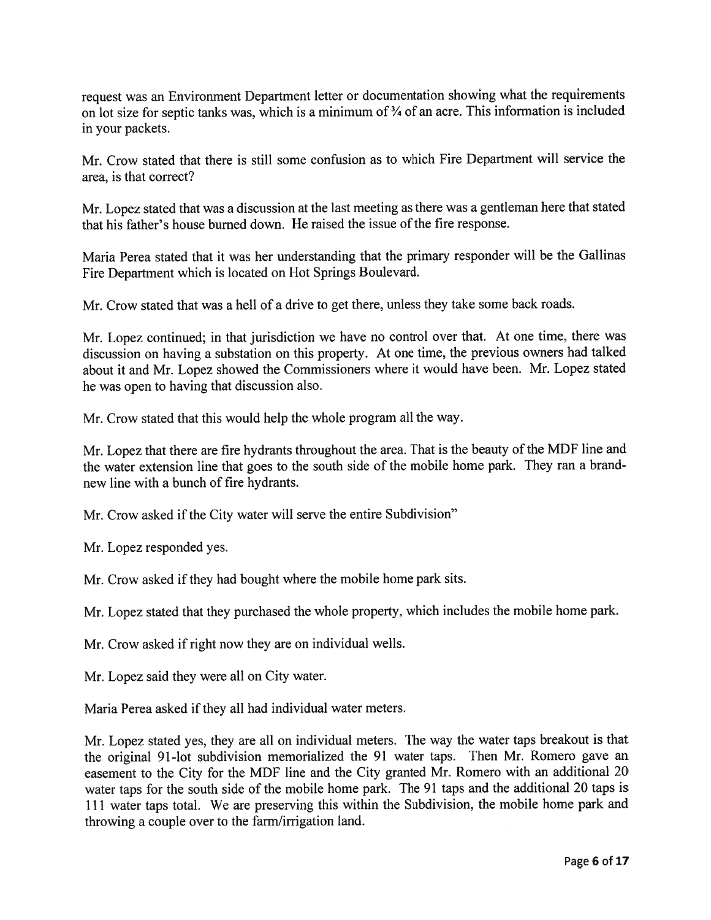request was an Environment Department letter or documentation showing what the requirements on lot size for septic tanks was, which is a minimum of ¾ of an acre. This information is included in your packets.

Mr. Crow stated that there is still some confusion as to which Fire Department will service the area, is that correct?

Mr. Lopez stated that was a discussion at the last meeting as there was a gentleman here that stated that his father's house burned down. He raised the issue of the fire response.

Maria Perea stated that it was her understanding that the primary responder will be the Gallinas Fire Department which is located on Hot Springs Boulevard.

Mr. Crow stated that was a hell of a drive to get there, unless they take some back roads.

Mr. Lopez continued; in that jurisdiction we have no control over that. At one time, there was discussion on having a substation on this property. At one time, the previous owners had talked about it and Mr. Lopez showed the Commissioners where it would have been. Mr. Lopez stated he was open to having that discussion also.

Mr. Crow stated that this would help the whole program all the way.

Mr. Lopez that there are fire hydrants throughout the area. That is the beauty of the MDF line and the water extension line that goes to the south side of the mobile home park. They ran a brand-new line with a bunch of fire hydrants.

Mr. Crow asked if the City water will serve the entire Subdivision"

Mr. Lopez responded yes.

Mr. Crow asked if they had bought where the mobile home park sits.

Mr. Lopez stated that they purchased the whole property, which includes the mobile home park.

Mr. Crow asked if right now they are on individual wells.

Mr. Lopez said they were all on City water.

Maria Perea asked if they all had individual water meters.

Mr. Lopez stated yes, they are all on individual meters. The way the water taps breakout is that the original 91-lot subdivision memorialized the 91 water taps. Then Mr. Romero gave an easement to the City for the MDF line and the City granted Mr. Romero with an additional 20 water taps for the south side of the mobile home park. The 91 taps and the additional 20 taps is 111 water taps total. We are preserving this within the Subdivision, the mobile home park and throwing a couple over to the farm/irrigation land.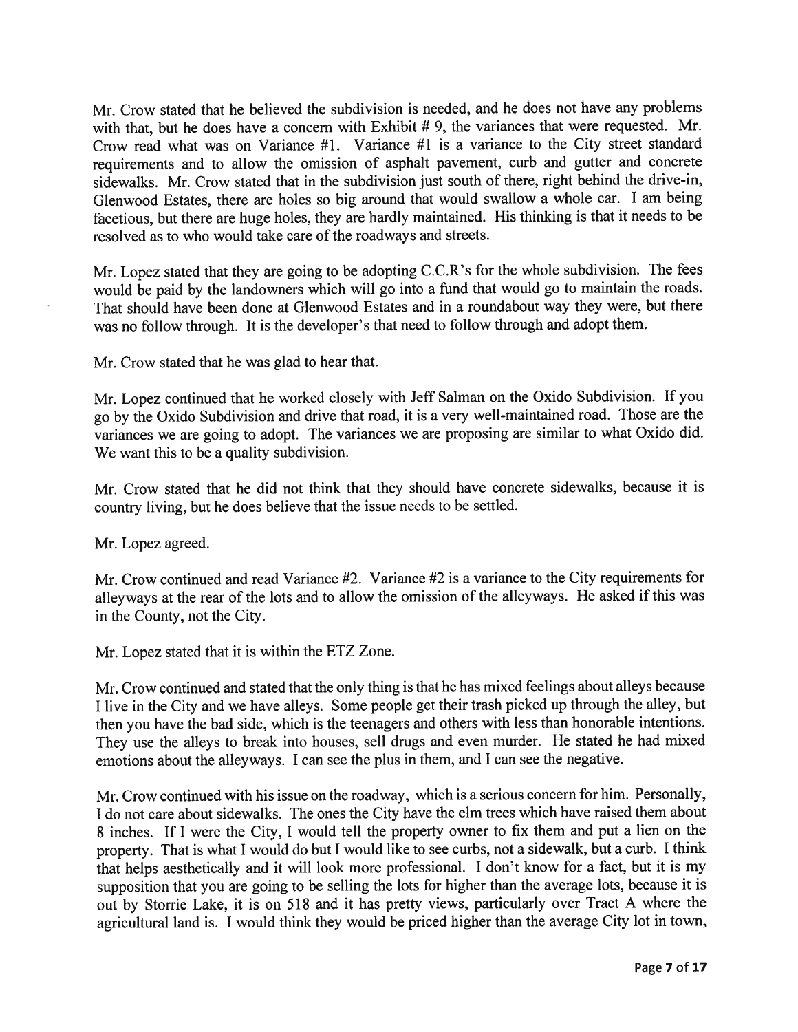Mr. Crow stated that he believed the subdivision is needed, and he does not have any problems with that, but he does have a concern with Exhibit # 9, the variances that were requested. Mr. Crow read what was on Variance #1. Variance #1 is a variance to the City street standard requirements and to allow the omission of asphalt pavement, curb and gutter and concrete sidewalks. Mr. Crow stated that in the subdivision just south of there, right behind the drive-in, Glenwood Estates, there are holes so big around that would swallow a whole car. I am being facetious, but there are huge holes, they are hardly maintained. His thinking is that it needs to be resolved as to who would take care of the roadways and streets.

Mr. Lopez stated that they are going to be adopting C.C.R's for the whole subdivision. The fees would be paid by the landowners which will go into a fund that would go to maintain the roads. That should have been done at Glenwood Estates and in a roundabout way they were, but there was no follow through. It is the developer's that need to follow through and adopt them.

Mr. Crow stated that he was glad to hear that.

Mr. Lopez continued that he worked closely with Jeff Salman on the Oxido Subdivision. If you go by the Oxido Subdivision and drive that road, it is a very well-maintained road. Those are the variances we are going to adopt. The variances we are proposing are similar to what Oxido did. We want this to be a quality subdivision.

Mr. Crow stated that he did not think that they should have concrete sidewalks, because it is country living, but he does believe that the issue needs to be settled.

Mr. Lopez agreed.

Mr. Crow continued and read Variance #2. Variance #2 is a variance to the City requirements for alleyways at the rear of the lots and to allow the omission of the alleyways. He asked if this was in the County, not the City.

Mr. Lopez stated that it is within the ETZ Zone.

Mr. Crow continued and stated that the only thing is that he has mixed feelings about alleys because I live in the City and we have alleys. Some people get their trash picked up through the alley, but then you have the bad side, which is the teenagers and others with less than honorable intentions. They use the alleys to break into houses, sell drugs and even murder. He stated he had mixed emotions about the alleyways. I can see the plus in them, and I can see the negative.

Mr. Crow continued with his issue on the roadway, which is a serious concern for him. Personally, I do not care about sidewalks. The ones the City have the elm trees which have raised them about 8 inches. If I were the City, I would tell the property owner to fix them and put a lien on the property. That is what I would do but I would like to see curbs, not a sidewalk, but a curb. I think that helps aesthetically and it will look more professional. I don't know for a fact, but it is my supposition that you are going to be selling the lots for higher than the average lots, because it is out by Storrie Lake, it is on 518 and it has pretty views, particularly over Tract A where the agricultural land is. I would think they would be priced higher than the average City lot in town,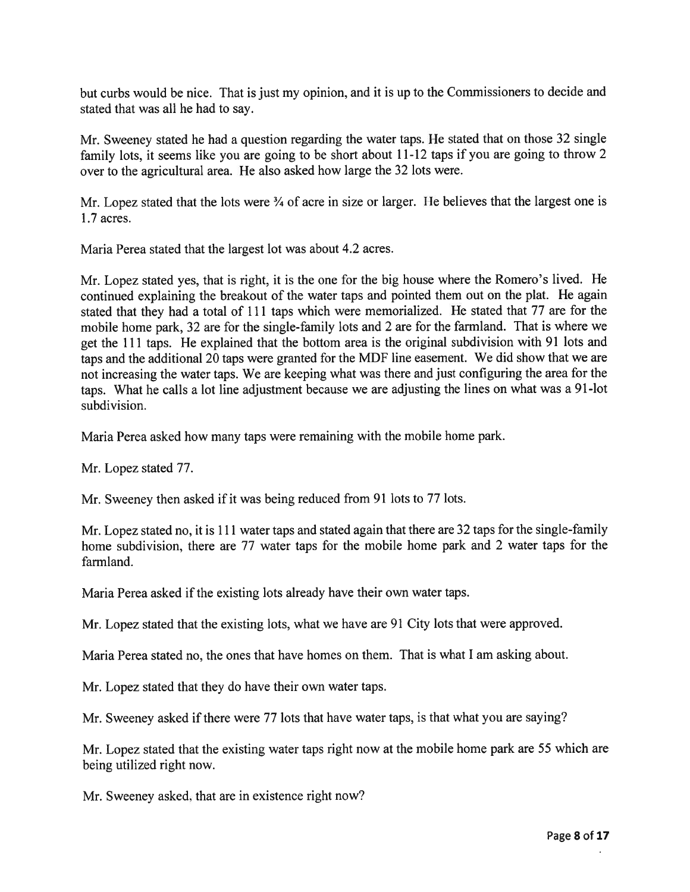but curbs would be nice. That is just my opinion, and it is up to the Commissioners to decide and stated that was all he had to say.

Mr. Sweeney stated he had a question regarding the water taps. He stated that on those 32 single family lots, it seems like you are going to be short about 11-12 taps if you are going to throw 2 over to the agricultural area. He also asked how large the 32 lots were.

Mr. Lopez stated that the lots were ¾ of acre in size or larger. He believes that the largest one is 1.7 acres.

Maria Perea stated that the largest lot was about 4.2 acres.

Mr. Lopez stated yes, that is right, it is the one for the big house where the Romero's lived. He continued explaining the breakout of the water taps and pointed them out on the plat. He again stated that they had a total of 111 taps which were memorialized. He stated that 77 are for the mobile home park, 32 are for the single-family lots and 2 are for the farmland. That is where we get the 111 taps. He explained that the bottom area is the original subdivision with 91 lots and taps and the additional 20 taps were granted for the MDF line easement. We did show that we are not increasing the water taps. We are keeping what was there and just configuring the area for the taps. What he calls a lot line adjustment because we are adjusting the lines on what was a 91-lot subdivision.

Maria Perea asked how many taps were remaining with the mobile home park.

Mr. Lopez stated 77.

Mr. Sweeney then asked if it was being reduced from 91 lots to 77 lots.

Mr. Lopez stated no, it is 111 water taps and stated again that there are 32 taps for the single-family home subdivision, there are 77 water taps for the mobile home park and 2 water taps for the farmland.

Maria Perea asked if the existing lots already have their own water taps.

Mr. Lopez stated that the existing lots, what we have are 91 City lots that were approved.

Maria Perea stated no, the ones that have homes on them. That is what I am asking about.

Mr. Lopez stated that they do have their own water taps.

Mr. Sweeney asked if there were 77 lots that have water taps, is that what you are saying?

Mr. Lopez stated that the existing water taps right now at the mobile home park are 55 which are being utilized right now.

Mr. Sweeney asked, that are in existence right now?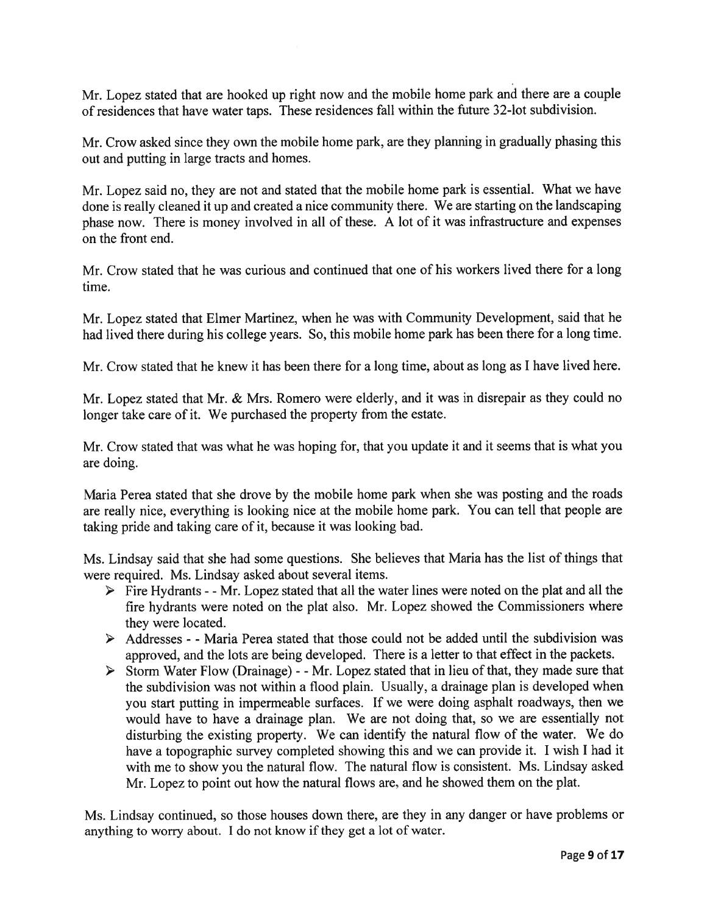Mr. Lopez stated that are hooked up right now and the mobile home park and there are a couple of residences that have water taps. These residences fall within the future 32-lot subdivision.

Mr. Crow asked since they own the mobile home park, are they planning in gradually phasing this out and putting in large tracts and homes.

Mr. Lopez said no, they are not and stated that the mobile home park is essential. What we have done is really cleaned it up and created a nice community there. We are starting on the landscaping phase now. There is money involved in all of these. A lot of it was infrastructure and expenses on the front end.

Mr. Crow stated that he was curious and continued that one of his workers lived there for a long time.

Mr. Lopez stated that Elmer Martinez, when he was with Community Development, said that he had lived there during his college years. So, this mobile home park has been there for a long time.

Mr. Crow stated that he knew it has been there for a long time, about as long as I have lived here.

Mr. Lopez stated that Mr. & Mrs. Romero were elderly, and it was in disrepair as they could no longer take care of it. We purchased the property from the estate.

Mr. Crow stated that was what he was hoping for, that you update it and it seems that is what you are doing.

Maria Perea stated that she drove by the mobile home park when she was posting and the roads are really nice, everything is looking nice at the mobile home park. You can tell that people are taking pride and taking care of it, because it was looking bad.

Ms. Lindsay said that she had some questions. She believes that Maria has the list of things that were required. Ms. Lindsay asked about several items.

- Fire Hydrants - - Mr. Lopez stated that all the water lines were noted on the plat and all the fire hydrants were noted on the plat also. Mr. Lopez showed the Commissioners where they were located.
- Addresses - - Maria Perea stated that those could not be added until the subdivision was approved, and the lots are being developed. There is a letter to that effect in the packets.
- Storm Water Flow (Drainage) - - Mr. Lopez stated that in lieu of that, they made sure that the subdivision was not within a flood plain. Usually, a drainage plan is developed when you start putting in impermeable surfaces. If we were doing asphalt roadways, then we would have to have a drainage plan. We are not doing that, so we are essentially not disturbing the existing property. We can identify the natural flow of the water. We do have a topographic survey completed showing this and we can provide it. I wish I had it with me to show you the natural flow. The natural flow is consistent. Ms. Lindsay asked Mr. Lopez to point out how the natural flows are, and he showed them on the plat.

Ms. Lindsay continued, so those houses down there, are they in any danger or have problems or anything to worry about. I do not know if they get a lot of water.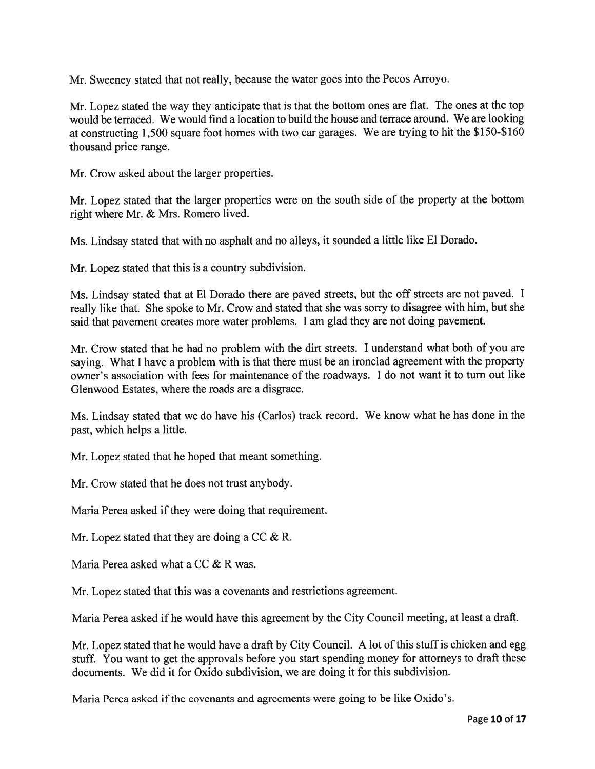Mr. Sweeney stated that not really, because the water goes into the Pecos Arroyo.

Mr. Lopez stated the way they anticipate that is that the bottom ones are flat. The ones at the top would be terraced. We would find a location to build the house and terrace around. We are looking at constructing 1,500 square foot homes with two car garages. We are trying to hit the $150-$160 thousand price range.

Mr. Crow asked about the larger properties.

Mr. Lopez stated that the larger properties were on the south side of the property at the bottom right where Mr. & Mrs. Romero lived.

Ms. Lindsay stated that with no asphalt and no alleys, it sounded a little like El Dorado.

Mr. Lopez stated that this is a country subdivision.

Ms. Lindsay stated that at El Dorado there are paved streets, but the off streets are not paved. I really like that. She spoke to Mr. Crow and stated that she was sorry to disagree with him, but she said that pavement creates more water problems. I am glad they are not doing pavement.

Mr. Crow stated that he had no problem with the dirt streets. I understand what both of you are saying. What I have a problem with is that there must be an ironclad agreement with the property owner's association with fees for maintenance of the roadways. I do not want it to turn out like Glenwood Estates, where the roads are a disgrace.

Ms. Lindsay stated that we do have his (Carlos) track record. We know what he has done in the past, which helps a little.

Mr. Lopez stated that he hoped that meant something.

Mr. Crow stated that he does not trust anybody.

Maria Perea asked if they were doing that requirement.

Mr. Lopez stated that they are doing a CC & R.

Maria Perea asked what a CC & R was.

Mr. Lopez stated that this was a covenants and restrictions agreement.

Maria Perea asked if he would have this agreement by the City Council meeting, at least a draft.

Mr. Lopez stated that he would have a draft by City Council. A lot of this stuff is chicken and egg stuff. You want to get the approvals before you start spending money for attorneys to draft these documents. We did it for Oxido subdivision, we are doing it for this subdivision.

Maria Perea asked if the covenants and agreements were going to be like Oxido's.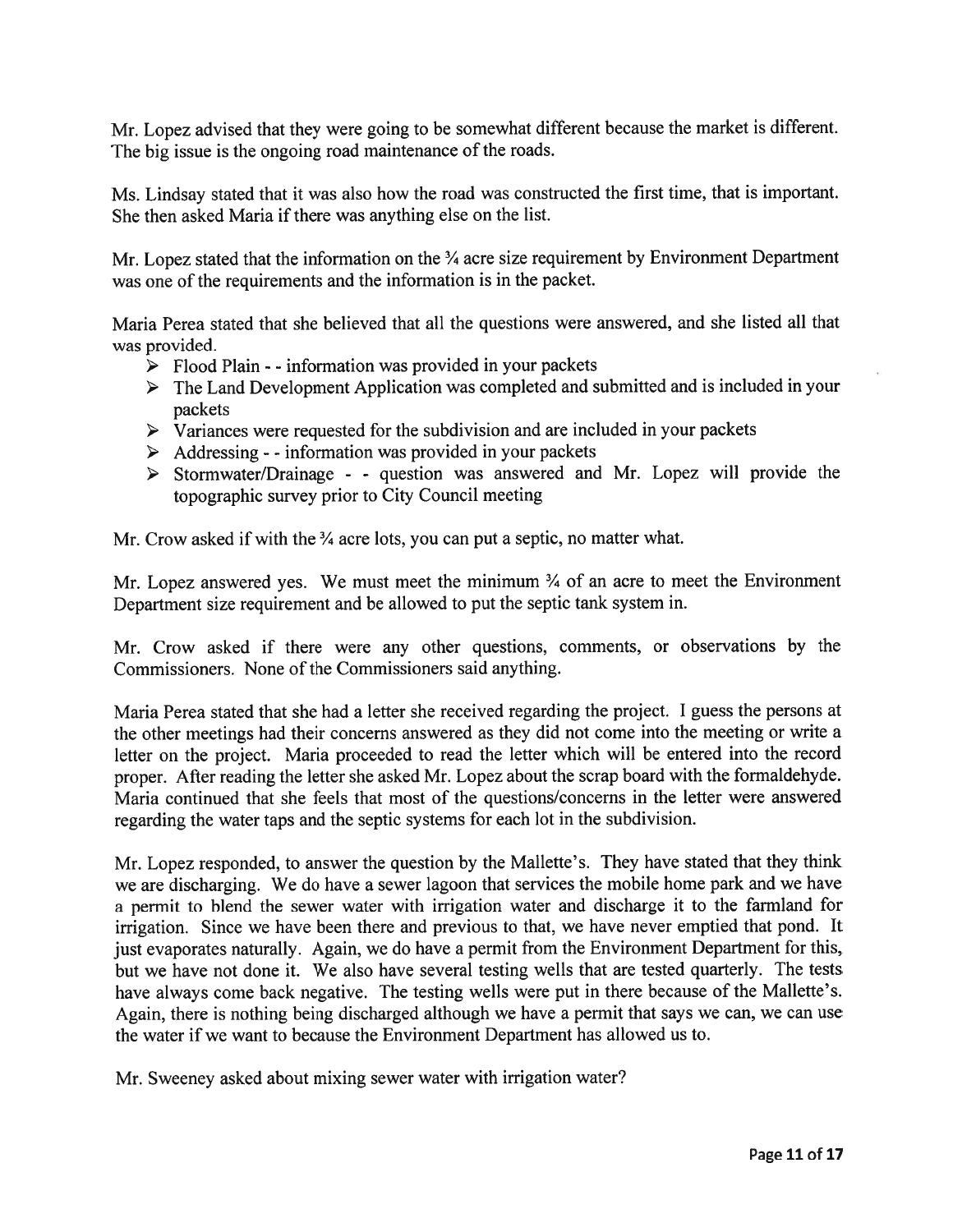Mr. Lopez advised that they were going to be somewhat different because the market is different. The big issue is the ongoing road maintenance of the roads.

Ms. Lindsay stated that it was also how the road was constructed the first time, that is important. She then asked Maria if there was anything else on the list.

Mr. Lopez stated that the information on the ¾ acre size requirement by Environment Department was one of the requirements and the information is in the packet.

Maria Perea stated that she believed that all the questions were answered, and she listed all that was provided.

- Flood Plain - - information was provided in your packets
- The Land Development Application was completed and submitted and is included in your packets
- Variances were requested for the subdivision and are included in your packets
- Addressing - - information was provided in your packets
- Stormwater/Drainage - - question was answered and Mr. Lopez will provide the topographic survey prior to City Council meeting

Mr. Crow asked if with the ¾ acre lots, you can put a septic, no matter what.

Mr. Lopez answered yes. We must meet the minimum ¾ of an acre to meet the Environment Department size requirement and be allowed to put the septic tank system in.

Mr. Crow asked if there were any other questions, comments, or observations by the Commissioners. None of the Commissioners said anything.

Maria Perea stated that she had a letter she received regarding the project. I guess the persons at the other meetings had their concerns answered as they did not come into the meeting or write a letter on the project. Maria proceeded to read the letter which will be entered into the record proper. After reading the letter she asked Mr. Lopez about the scrap board with the formaldehyde. Maria continued that she feels that most of the questions/concerns in the letter were answered regarding the water taps and the septic systems for each lot in the subdivision.

Mr. Lopez responded, to answer the question by the Mallette's. They have stated that they think we are discharging. We do have a sewer lagoon that services the mobile home park and we have a permit to blend the sewer water with irrigation water and discharge it to the farmland for irrigation. Since we have been there and previous to that, we have never emptied that pond. It just evaporates naturally. Again, we do have a permit from the Environment Department for this, but we have not done it. We also have several testing wells that are tested quarterly. The tests have always come back negative. The testing wells were put in there because of the Mallette's. Again, there is nothing being discharged although we have a permit that says we can, we can use the water if we want to because the Environment Department has allowed us to.

Mr. Sweeney asked about mixing sewer water with irrigation water?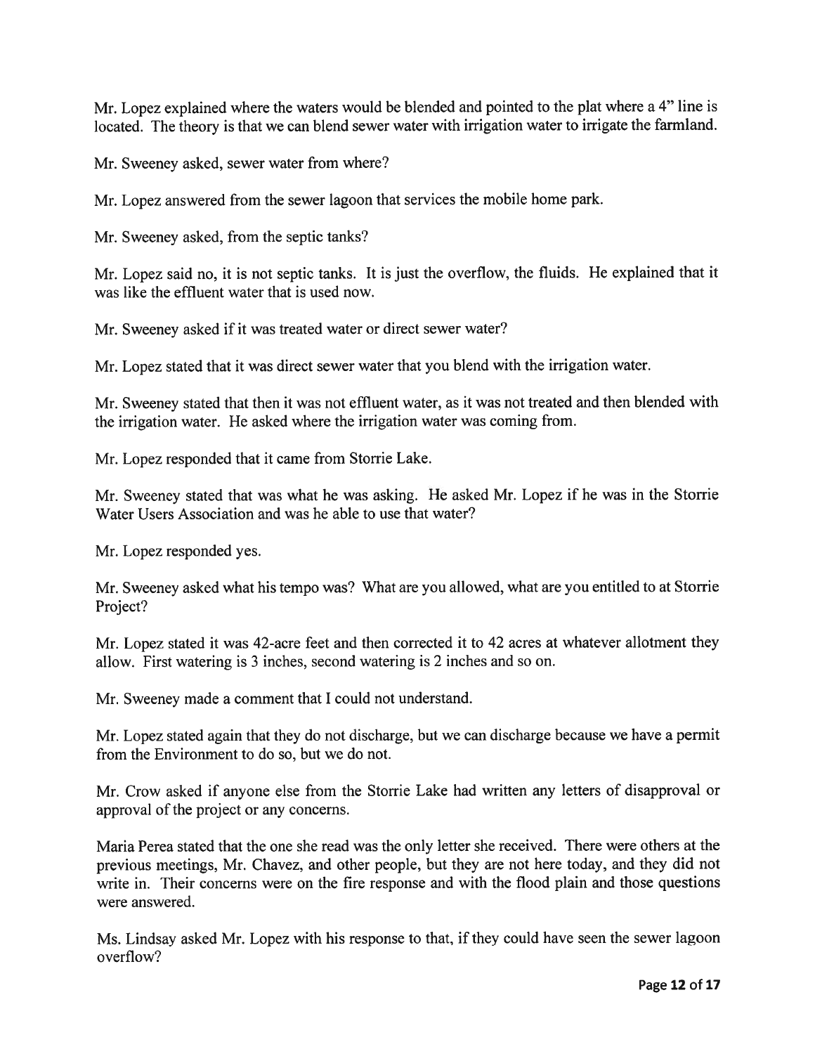Mr. Lopez explained where the waters would be blended and pointed to the plat where a 4" line is located. The theory is that we can blend sewer water with irrigation water to irrigate the farmland.

Mr. Sweeney asked, sewer water from where?

Mr. Lopez answered from the sewer lagoon that services the mobile home park.

Mr. Sweeney asked, from the septic tanks?

Mr. Lopez said no, it is not septic tanks. It is just the overflow, the fluids. He explained that it was like the effluent water that is used now.

Mr. Sweeney asked if it was treated water or direct sewer water?

Mr. Lopez stated that it was direct sewer water that you blend with the irrigation water.

Mr. Sweeney stated that then it was not effluent water, as it was not treated and then blended with the irrigation water. He asked where the irrigation water was coming from.

Mr. Lopez responded that it came from Storrie Lake.

Mr. Sweeney stated that was what he was asking. He asked Mr. Lopez if he was in the Storrie Water Users Association and was he able to use that water?

Mr. Lopez responded yes.

Mr. Sweeney asked what his tempo was? What are you allowed, what are you entitled to at Storrie Project?

Mr. Lopez stated it was 42-acre feet and then corrected it to 42 acres at whatever allotment they allow. First watering is 3 inches, second watering is 2 inches and so on.

Mr. Sweeney made a comment that I could not understand.

Mr. Lopez stated again that they do not discharge, but we can discharge because we have a permit from the Environment to do so, but we do not.

Mr. Crow asked if anyone else from the Storrie Lake had written any letters of disapproval or approval of the project or any concerns.

Maria Perea stated that the one she read was the only letter she received. There were others at the previous meetings, Mr. Chavez, and other people, but they are not here today, and they did not write in. Their concerns were on the fire response and with the flood plain and those questions were answered.

Ms. Lindsay asked Mr. Lopez with his response to that, if they could have seen the sewer lagoon overflow?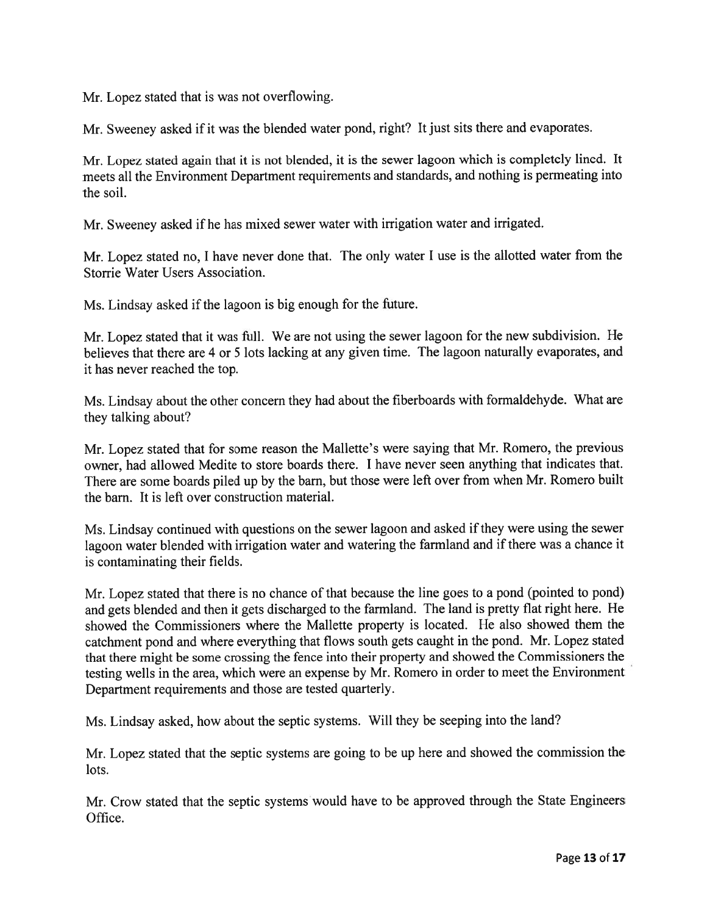Mr. Lopez stated that is was not overflowing.

Mr. Sweeney asked if it was the blended water pond, right? It just sits there and evaporates.

Mr. Lopez stated again that it is not blended, it is the sewer lagoon which is completely lined. It meets all the Environment Department requirements and standards, and nothing is permeating into the soil.

Mr. Sweeney asked if he has mixed sewer water with irrigation water and irrigated.

Mr. Lopez stated no, I have never done that. The only water I use is the allotted water from the Storrie Water Users Association.

Ms. Lindsay asked if the lagoon is big enough for the future.

Mr. Lopez stated that it was full. We are not using the sewer lagoon for the new subdivision. He believes that there are 4 or 5 lots lacking at any given time. The lagoon naturally evaporates, and it has never reached the top.

Ms. Lindsay about the other concern they had about the fiberboards with formaldehyde. What are they talking about?

Mr. Lopez stated that for some reason the Mallette's were saying that Mr. Romero, the previous owner, had allowed Medite to store boards there. I have never seen anything that indicates that. There are some boards piled up by the barn, but those were left over from when Mr. Romero built the barn. It is left over construction material.

Ms. Lindsay continued with questions on the sewer lagoon and asked if they were using the sewer lagoon water blended with irrigation water and watering the farmland and if there was a chance it is contaminating their fields.

Mr. Lopez stated that there is no chance of that because the line goes to a pond (pointed to pond) and gets blended and then it gets discharged to the farmland. The land is pretty flat right here. He showed the Commissioners where the Mallette property is located. He also showed them the catchment pond and where everything that flows south gets caught in the pond. Mr. Lopez stated that there might be some crossing the fence into their property and showed the Commissioners the testing wells in the area, which were an expense by Mr. Romero in order to meet the Environment Department requirements and those are tested quarterly.

Ms. Lindsay asked, how about the septic systems. Will they be seeping into the land?

Mr. Lopez stated that the septic systems are going to be up here and showed the commission the lots.

Mr. Crow stated that the septic systems would have to be approved through the State Engineers Office.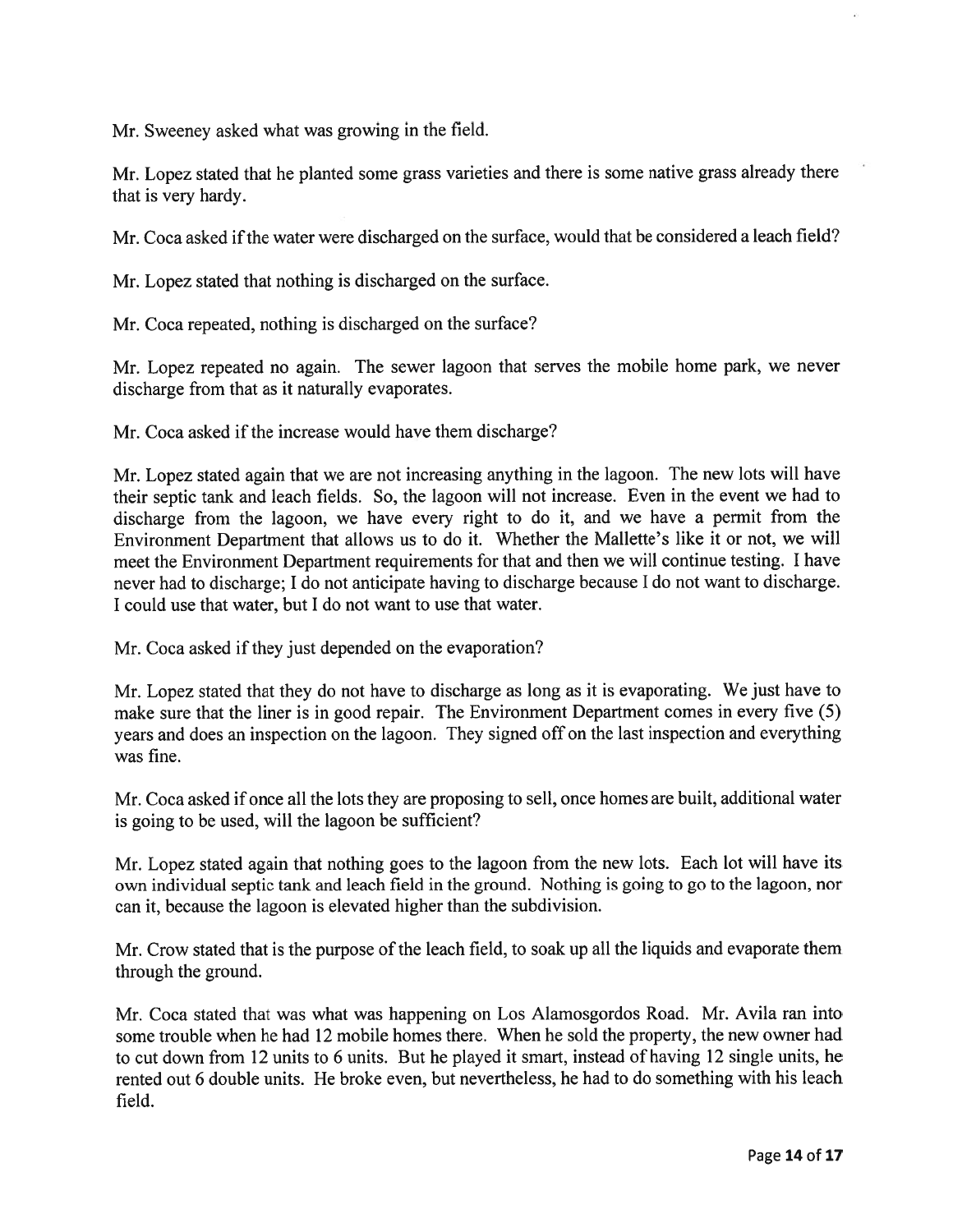Mr. Sweeney asked what was growing in the field.

Mr. Lopez stated that he planted some grass varieties and there is some native grass already there that is very hardy.

Mr. Coca asked if the water were discharged on the surface, would that be considered a leach field?

Mr. Lopez stated that nothing is discharged on the surface.

Mr. Coca repeated, nothing is discharged on the surface?

Mr. Lopez repeated no again. The sewer lagoon that serves the mobile home park, we never discharge from that as it naturally evaporates.

Mr. Coca asked if the increase would have them discharge?

Mr. Lopez stated again that we are not increasing anything in the lagoon. The new lots will have their septic tank and leach fields. So, the lagoon will not increase. Even in the event we had to discharge from the lagoon, we have every right to do it, and we have a permit from the Environment Department that allows us to do it. Whether the Mallette's like it or not, we will meet the Environment Department requirements for that and then we will continue testing. I have never had to discharge; I do not anticipate having to discharge because I do not want to discharge. I could use that water, but I do not want to use that water.

Mr. Coca asked if they just depended on the evaporation?

Mr. Lopez stated that they do not have to discharge as long as it is evaporating. We just have to make sure that the liner is in good repair. The Environment Department comes in every five (5) years and does an inspection on the lagoon. They signed off on the last inspection and everything was fine.

Mr. Coca asked if once all the lots they are proposing to sell, once homes are built, additional water is going to be used, will the lagoon be sufficient?

Mr. Lopez stated again that nothing goes to the lagoon from the new lots. Each lot will have its own individual septic tank and leach field in the ground. Nothing is going to go to the lagoon, nor can it, because the lagoon is elevated higher than the subdivision.

Mr. Crow stated that is the purpose of the leach field, to soak up all the liquids and evaporate them through the ground.

Mr. Coca stated that was what was happening on Los Alamosgordos Road. Mr. Avila ran into some trouble when he had 12 mobile homes there. When he sold the property, the new owner had to cut down from 12 units to 6 units. But he played it smart, instead of having 12 single units, he rented out 6 double units. He broke even, but nevertheless, he had to do something with his leach field.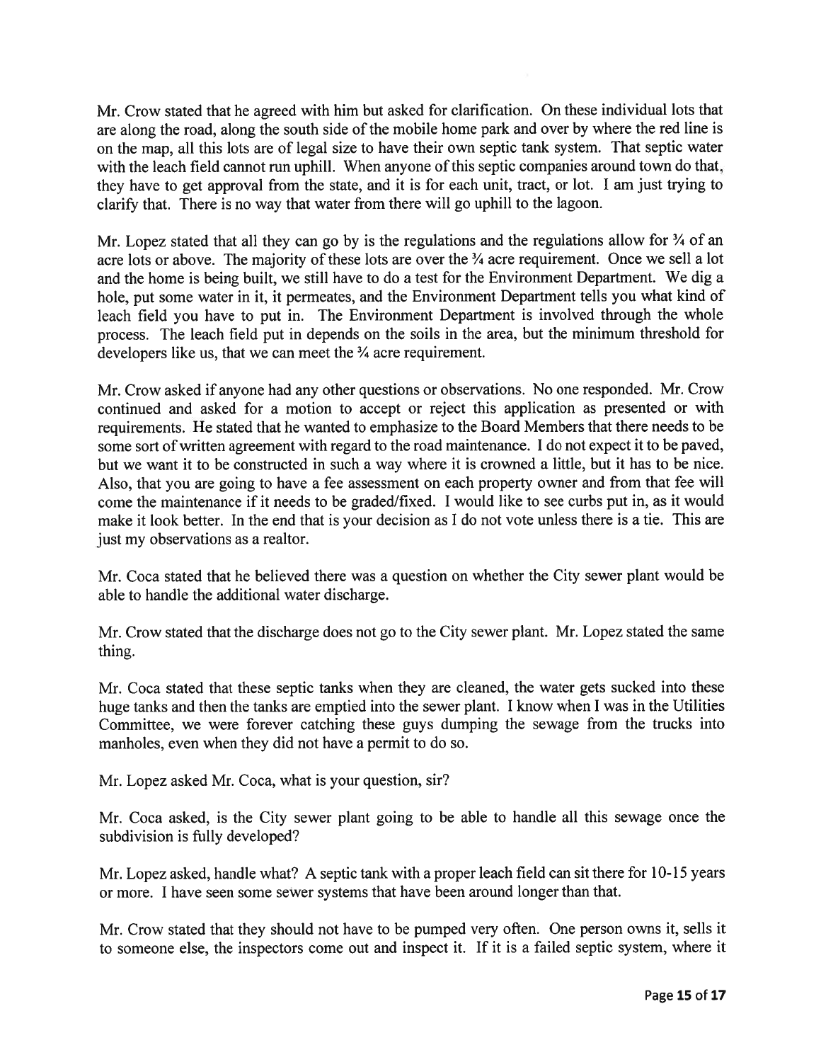Mr. Crow stated that he agreed with him but asked for clarification. On these individual lots that are along the road, along the south side of the mobile home park and over by where the red line is on the map, all this lots are of legal size to have their own septic tank system. That septic water with the leach field cannot run uphill. When anyone of this septic companies around town do that, they have to get approval from the state, and it is for each unit, tract, or lot. I am just trying to clarify that. There is no way that water from there will go uphill to the lagoon.

Mr. Lopez stated that all they can go by is the regulations and the regulations allow for ¾ of an acre lots or above. The majority of these lots are over the ¾ acre requirement. Once we sell a lot and the home is being built, we still have to do a test for the Environment Department. We dig a hole, put some water in it, it permeates, and the Environment Department tells you what kind of leach field you have to put in. The Environment Department is involved through the whole process. The leach field put in depends on the soils in the area, but the minimum threshold for developers like us, that we can meet the ¾ acre requirement.

Mr. Crow asked if anyone had any other questions or observations. No one responded. Mr. Crow continued and asked for a motion to accept or reject this application as presented or with requirements. He stated that he wanted to emphasize to the Board Members that there needs to be some sort of written agreement with regard to the road maintenance. I do not expect it to be paved, but we want it to be constructed in such a way where it is crowned a little, but it has to be nice. Also, that you are going to have a fee assessment on each property owner and from that fee will come the maintenance if it needs to be graded/fixed. I would like to see curbs put in, as it would make it look better. In the end that is your decision as I do not vote unless there is a tie. This are just my observations as a realtor.

Mr. Coca stated that he believed there was a question on whether the City sewer plant would be able to handle the additional water discharge.

Mr. Crow stated that the discharge does not go to the City sewer plant. Mr. Lopez stated the same thing.

Mr. Coca stated that these septic tanks when they are cleaned, the water gets sucked into these huge tanks and then the tanks are emptied into the sewer plant. I know when I was in the Utilities Committee, we were forever catching these guys dumping the sewage from the trucks into manholes, even when they did not have a permit to do so.

Mr. Lopez asked Mr. Coca, what is your question, sir?

Mr. Coca asked, is the City sewer plant going to be able to handle all this sewage once the subdivision is fully developed?

Mr. Lopez asked, handle what? A septic tank with a proper leach field can sit there for 10-15 years or more. I have seen some sewer systems that have been around longer than that.

Mr. Crow stated that they should not have to be pumped very often. One person owns it, sells it to someone else, the inspectors come out and inspect it. If it is a failed septic system, where it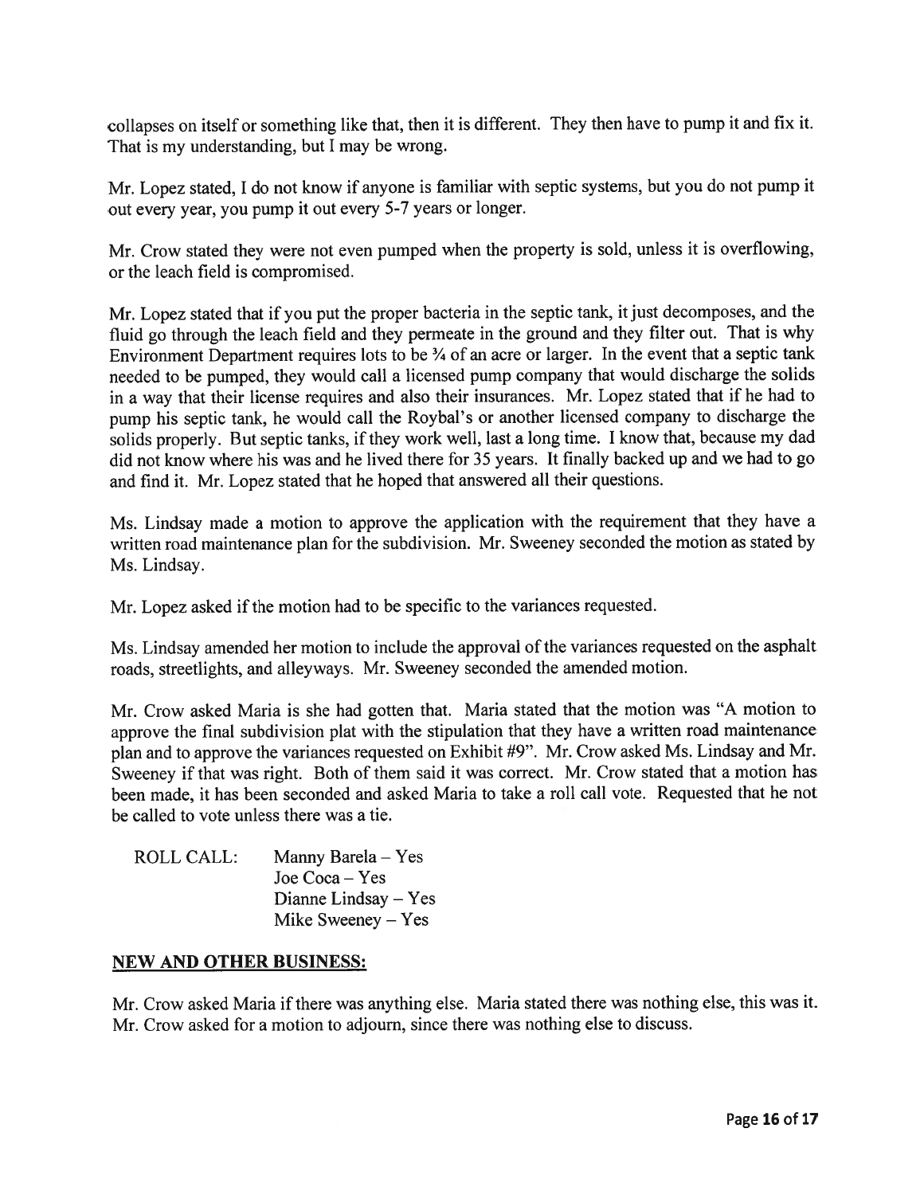collapses on itself or something like that, then it is different. They then have to pump it and fix it. That is my understanding, but I may be wrong.

Mr. Lopez stated, I do not know if anyone is familiar with septic systems, but you do not pump it out every year, you pump it out every 5-7 years or longer.

Mr. Crow stated they were not even pumped when the property is sold, unless it is overflowing, or the leach field is compromised.

Mr. Lopez stated that if you put the proper bacteria in the septic tank, it just decomposes, and the fluid go through the leach field and they permeate in the ground and they filter out. That is why Environment Department requires lots to be ¾ of an acre or larger. In the event that a septic tank needed to be pumped, they would call a licensed pump company that would discharge the solids in a way that their license requires and also their insurances. Mr. Lopez stated that if he had to pump his septic tank, he would call the Roybal's or another licensed company to discharge the solids properly. But septic tanks, if they work well, last a long time. I know that, because my dad did not know where his was and he lived there for 35 years. It finally backed up and we had to go and find it. Mr. Lopez stated that he hoped that answered all their questions.

Ms. Lindsay made a motion to approve the application with the requirement that they have a written road maintenance plan for the subdivision. Mr. Sweeney seconded the motion as stated by Ms. Lindsay.

Mr. Lopez asked if the motion had to be specific to the variances requested.

Ms. Lindsay amended her motion to include the approval of the variances requested on the asphalt roads, streetlights, and alleyways. Mr. Sweeney seconded the amended motion.

Mr. Crow asked Maria is she had gotten that. Maria stated that the motion was "A motion to approve the final subdivision plat with the stipulation that they have a written road maintenance plan and to approve the variances requested on Exhibit #9". Mr. Crow asked Ms. Lindsay and Mr. Sweeney if that was right. Both of them said it was correct. Mr. Crow stated that a motion has been made, it has been seconded and asked Maria to take a roll call vote. Requested that he not be called to vote unless there was a tie.

ROLL CALL: Manny Barela – Yes
Joe Coca – Yes
Dianne Lindsay – Yes
Mike Sweeney – Yes

## NEW AND OTHER BUSINESS:

Mr. Crow asked Maria if there was anything else. Maria stated there was nothing else, this was it. Mr. Crow asked for a motion to adjourn, since there was nothing else to discuss.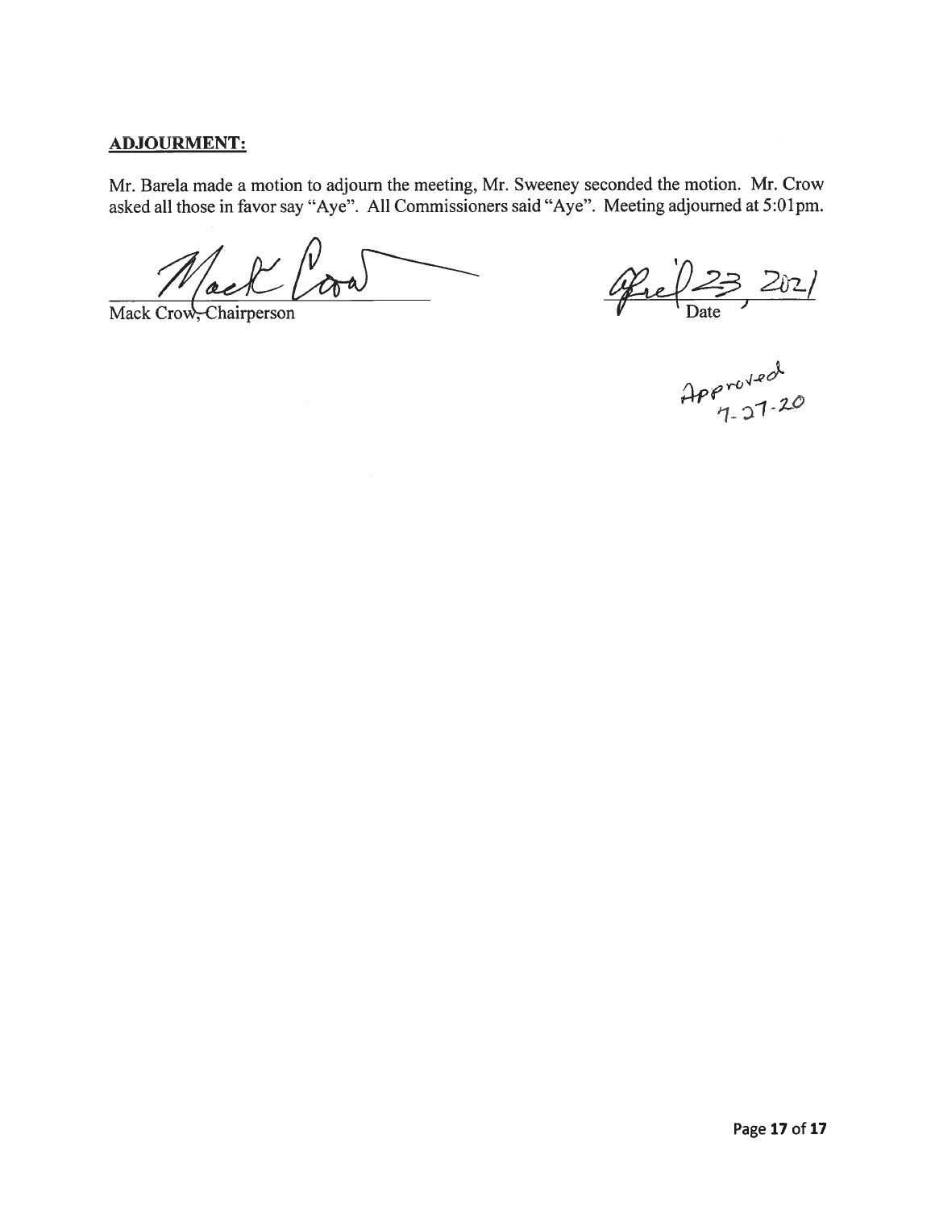## ADJOURMENT:

Mr. Barela made a motion to adjourn the meeting, Mr. Sweeney seconded the motion. Mr. Crow asked all those in favor say "Aye". All Commissioners said "Aye". Meeting adjourned at 5:01pm.

Mack Crow

Mack Crow, Chairperson

April 23, 2021

Date

Approved 7-27-20